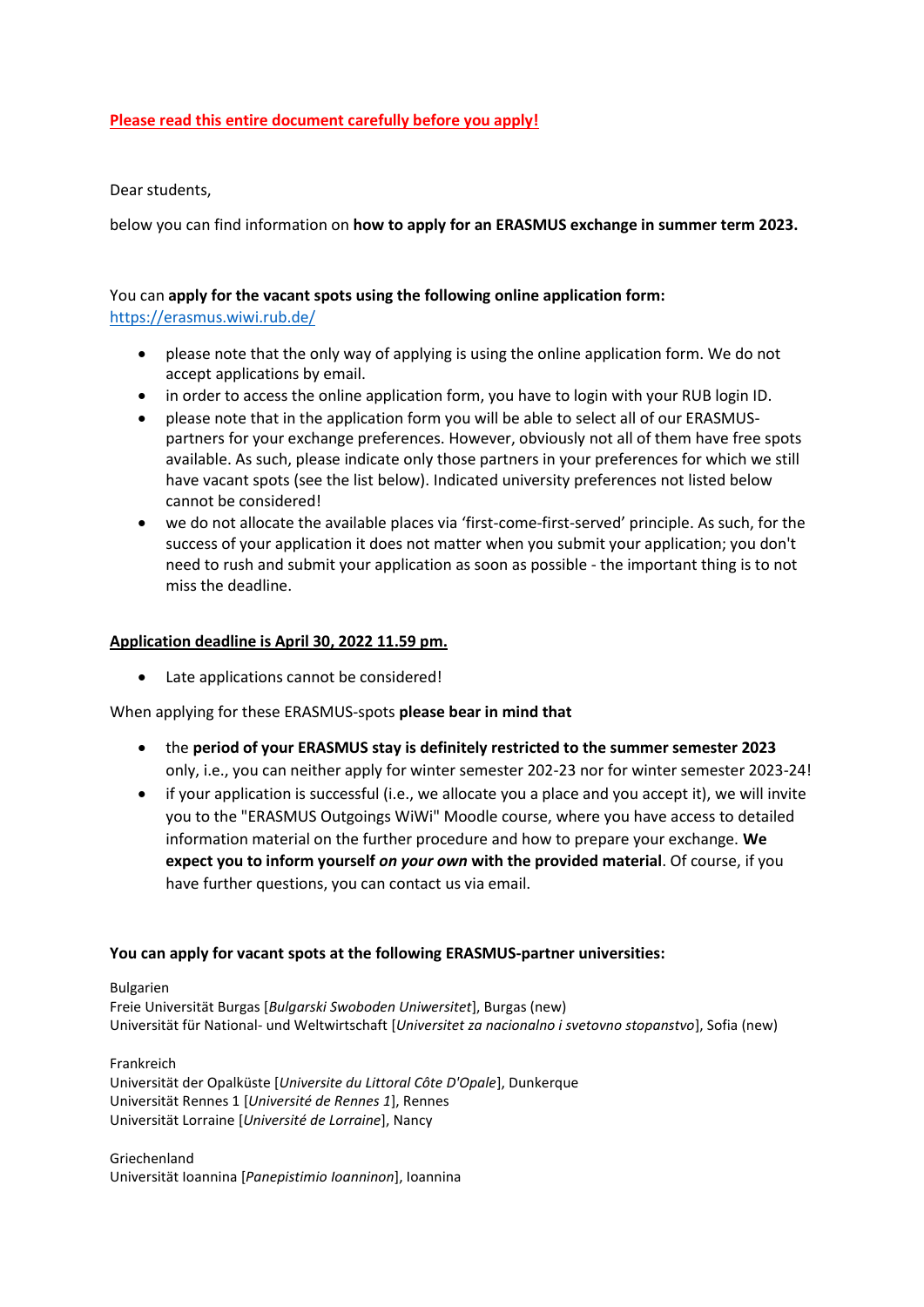**Please read this entire document carefully before you apply!**

Dear students,

below you can find information on **how to apply for an ERASMUS exchange in summer term 2023.**

You can **apply for the vacant spots using the following online application form:**
https://erasmus.wiwi.rub.de/

- please note that the only way of applying is using the online application form. We do not accept applications by email.
- in order to access the online application form, you have to login with your RUB login ID.
- please note that in the application form you will be able to select all of our ERASMUS-partners for your exchange preferences. However, obviously not all of them have free spots available. As such, please indicate only those partners in your preferences for which we still have vacant spots (see the list below). Indicated university preferences not listed below cannot be considered!
- we do not allocate the available places via 'first-come-first-served' principle. As such, for the success of your application it does not matter when you submit your application; you don't need to rush and submit your application as soon as possible - the important thing is to not miss the deadline.

**Application deadline is April 30, 2022 11.59 pm.**

- Late applications cannot be considered!

When applying for these ERASMUS-spots **please bear in mind that**

- the **period of your ERASMUS stay is definitely restricted to the summer semester 2023** only, i.e., you can neither apply for winter semester 202-23 nor for winter semester 2023-24!
- if your application is successful (i.e., we allocate you a place and you accept it), we will invite you to the "ERASMUS Outgoings WiWi" Moodle course, where you have access to detailed information material on the further procedure and how to prepare your exchange. **We expect you to inform yourself *on your own* with the provided material**. Of course, if you have further questions, you can contact us via email.

**You can apply for vacant spots at the following ERASMUS-partner universities:**

Bulgarien
Freie Universität Burgas [*Bulgarski Swoboden Uniwersitet*], Burgas (new)
Universität für National- und Weltwirtschaft [*Universitet za nacionalno i svetovno stopanstvo*], Sofia (new)

Frankreich
Universität der Opalküste [*Universite du Littoral Côte D'Opale*], Dunkerque
Universität Rennes 1 [*Université de Rennes 1*], Rennes
Universität Lorraine [*Université de Lorraine*], Nancy

Griechenland
Universität Ioannina [*Panepistimio Ioanninon*], Ioannina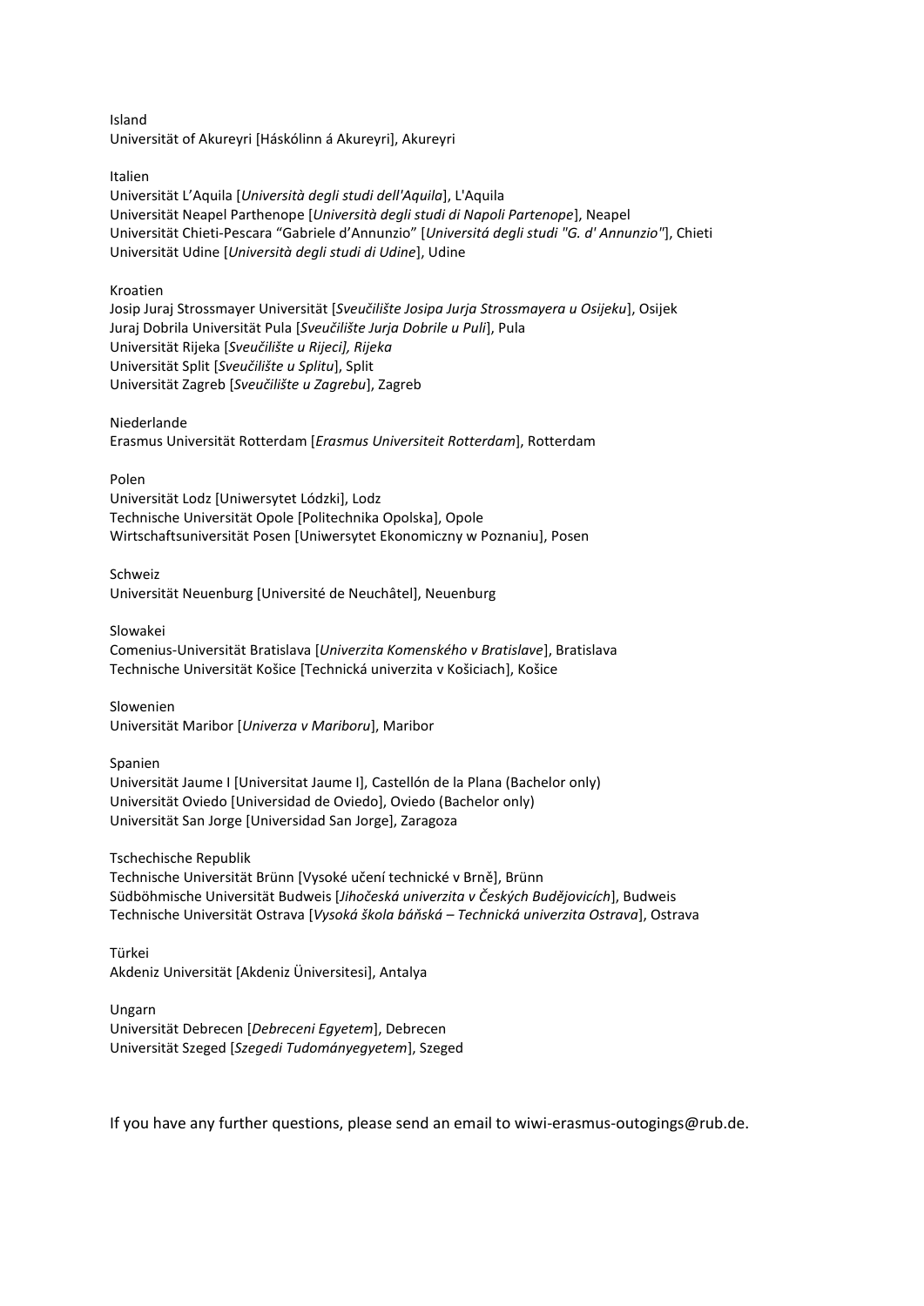Island
Universität of Akureyri [Háskólinn á Akureyri], Akureyri

Italien
Universität L'Aquila [*Università degli studi dell'Aquila*], L'Aquila
Universität Neapel Parthenope [*Università degli studi di Napoli Partenope*], Neapel
Universität Chieti-Pescara "Gabriele d'Annunzio" [*Universitá degli studi "G. d' Annunzio"*], Chieti
Universität Udine [*Università degli studi di Udine*], Udine

Kroatien
Josip Juraj Strossmayer Universität [*Sveučilište Josipa Jurja Strossmayera u Osijeku*], Osijek
Juraj Dobrila Universität Pula [*Sveučilište Jurja Dobrile u Puli*], Pula
Universität Rijeka [*Sveučilište u Rijeci], Rijeka*
Universität Split [*Sveučilište u Splitu*], Split
Universität Zagreb [*Sveučilište u Zagrebu*], Zagreb

Niederlande
Erasmus Universität Rotterdam [*Erasmus Universiteit Rotterdam*], Rotterdam

Polen
Universität Lodz [Uniwersytet Lódzki], Lodz
Technische Universität Opole [Politechnika Opolska], Opole
Wirtschaftsuniversität Posen [Uniwersytet Ekonomiczny w Poznaniu], Posen

Schweiz
Universität Neuenburg [Université de Neuchâtel], Neuenburg

Slowakei
Comenius-Universität Bratislava [*Univerzita Komenského v Bratislave*], Bratislava
Technische Universität Košice [Technická univerzita v Košiciach], Košice

Slowenien
Universität Maribor [*Univerza v Mariboru*], Maribor

Spanien
Universität Jaume I [Universitat Jaume I], Castellón de la Plana (Bachelor only)
Universität Oviedo [Universidad de Oviedo], Oviedo (Bachelor only)
Universität San Jorge [Universidad San Jorge], Zaragoza

Tschechische Republik
Technische Universität Brünn [Vysoké učení technické v Brně], Brünn
Südböhmische Universität Budweis [*Jihočeská univerzita v Českých Budějovicích*], Budweis
Technische Universität Ostrava [*Vysoká škola báňská – Technická univerzita Ostrava*], Ostrava

Türkei
Akdeniz Universität [Akdeniz Üniversitesi], Antalya

Ungarn
Universität Debrecen [*Debreceni Egyetem*], Debrecen
Universität Szeged [*Szegedi Tudományegyetem*], Szeged

If you have any further questions, please send an email to wiwi-erasmus-outogings@rub.de.